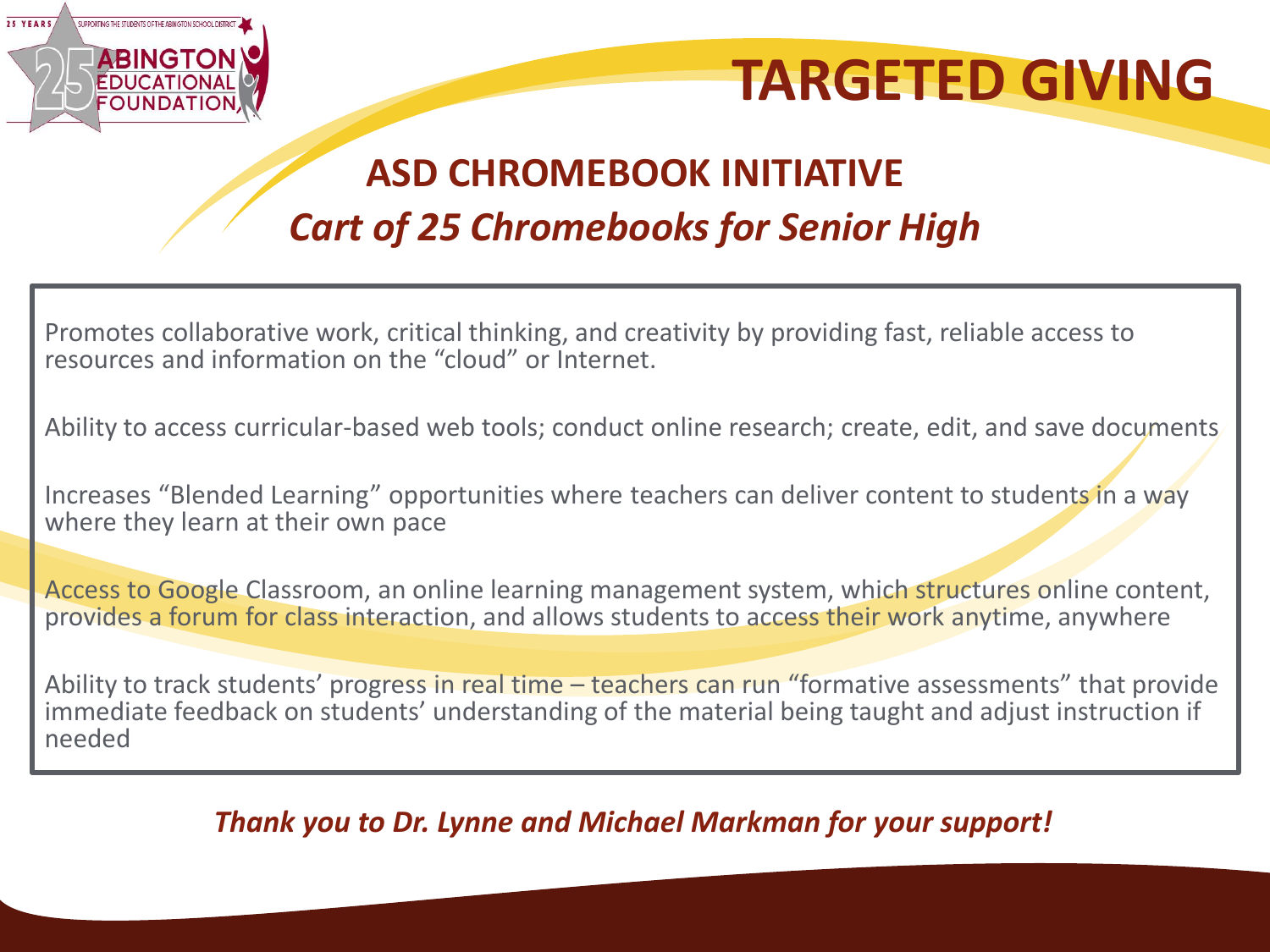# TARGETED GIVING

## ASD CHROMEBOOK INITIATIVE

### *Cart of 25 Chromebooks for Senior High*

Promotes collaborative work, critical thinking, and creativity by providing fast, reliable access to resources and information on the "cloud" or Internet.

Ability to access curricular-based web tools; conduct online research; create, edit, and save documents

Increases "Blended Learning" opportunities where teachers can deliver content to students in a way where they learn at their own pace

Access to Google Classroom, an online learning management system, which structures online content, provides a forum for class interaction, and allows students to access their work anytime, anywhere

Ability to track students' progress in real time – teachers can run "formative assessments" that provide immediate feedback on students' understanding of the material being taught and adjust instruction if needed

***Thank you to Dr. Lynne and Michael Markman for your support!***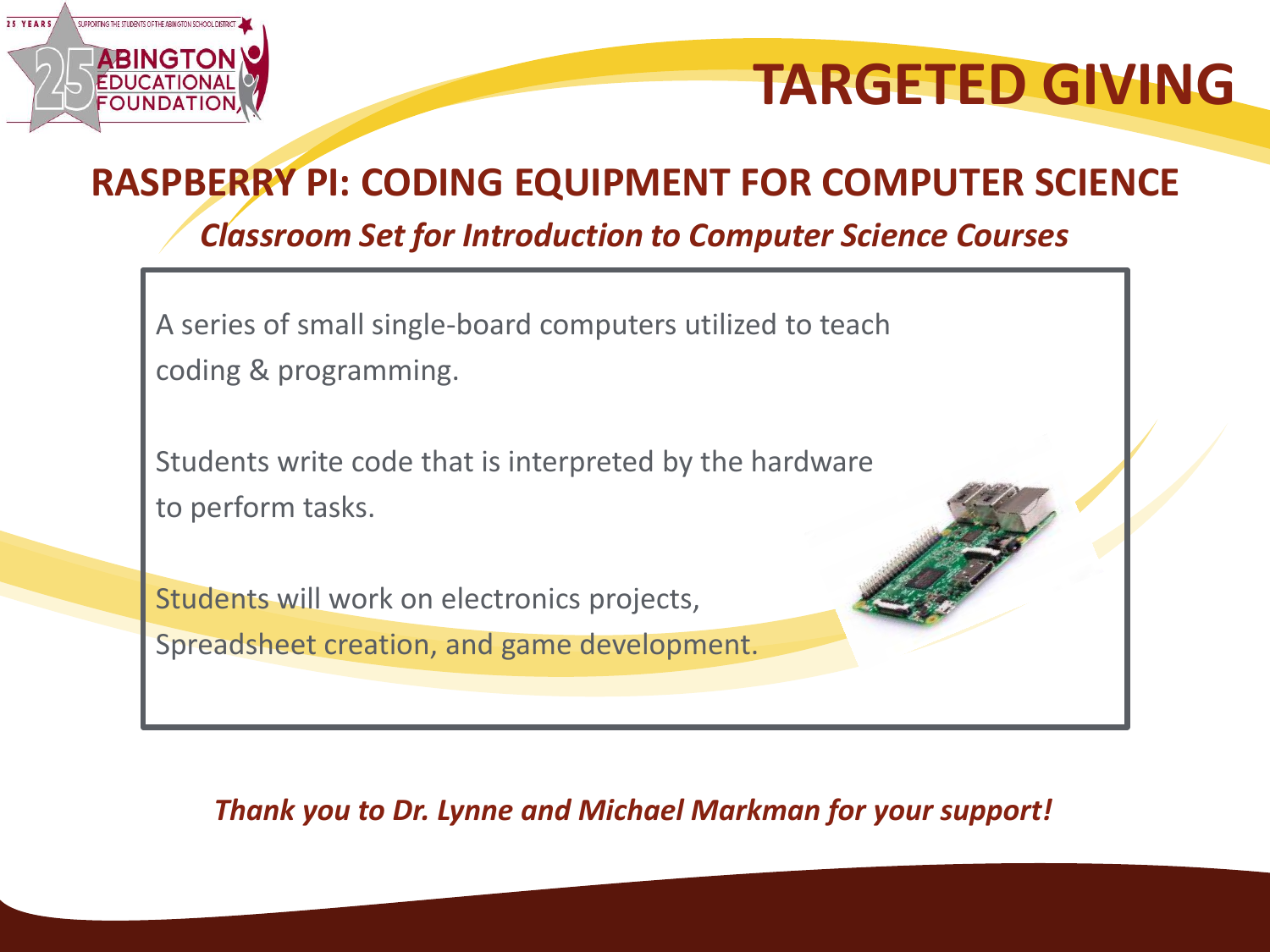# TARGETED GIVING

## RASPBERRY PI: CODING EQUIPMENT FOR COMPUTER SCIENCE

***Classroom Set for Introduction to Computer Science Courses***

A series of small single-board computers utilized to teach coding & programming.

Students write code that is interpreted by the hardware to perform tasks.

Students will work on electronics projects, Spreadsheet creation, and game development.

***Thank you to Dr. Lynne and Michael Markman for your support!***